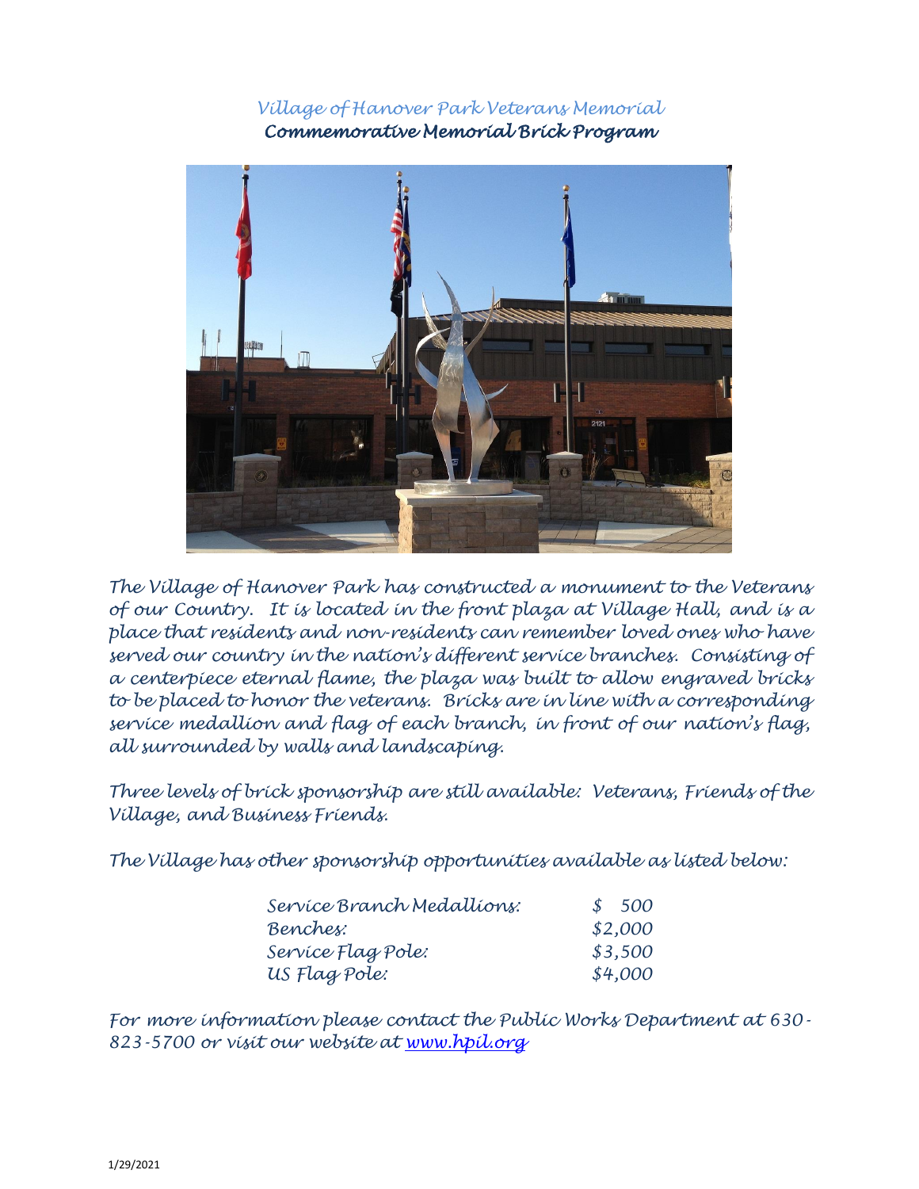# *Village of Hanover Park Veterans Memorial*

## ***Commemorative Memorial Brick Program***

*The Village of Hanover Park has constructed a monument to the Veterans of our Country. It is located in the front plaza at Village Hall, and is a place that residents and non-residents can remember loved ones who have served our country in the nation's different service branches. Consisting of a centerpiece eternal flame, the plaza was built to allow engraved bricks to be placed to honor the veterans. Bricks are in line with a corresponding service medallion and flag of each branch, in front of our nation's flag, all surrounded by walls and landscaping.*

*Three levels of brick sponsorship are still available: Veterans, Friends of the Village, and Business Friends.*

*The Village has other sponsorship opportunities available as listed below:*

| | |
|---|---|
| *Service Branch Medallions:* | *$ 500* |
| *Benches:* | *$2,000* |
| *Service Flag Pole:* | *$3,500* |
| *US Flag Pole:* | *$4,000* |

*For more information please contact the Public Works Department at 630-823-5700 or visit our website at [www.hpil.org](http://www.hpil.org)*

1/29/2021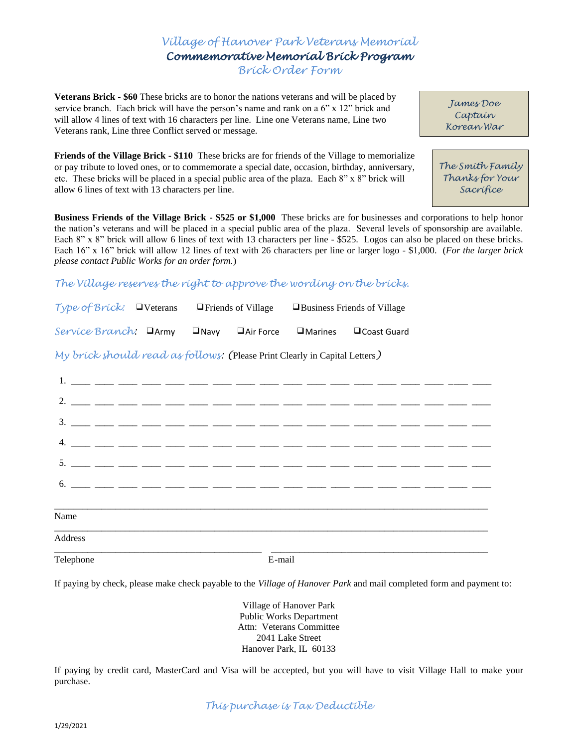# Village of Hanover Park Veterans Memorial
## Commemorative Memorial Brick Program
### Brick Order Form

**Veterans Brick - $60** These bricks are to honor the nations veterans and will be placed by service branch. Each brick will have the person's name and rank on a 6" x 12" brick and will allow 4 lines of text with 16 characters per line. Line one Veterans name, Line two Veterans rank, Line three Conflict served or message.

James Doe
Captain
Korean War

**Friends of the Village Brick - $110** These bricks are for friends of the Village to memorialize or pay tribute to loved ones, or to commemorate a special date, occasion, birthday, anniversary, etc. These bricks will be placed in a special public area of the plaza. Each 8" x 8" brick will allow 6 lines of text with 13 characters per line.

The Smith Family
Thanks for Your
Sacrifice

**Business Friends of the Village Brick - $525 or $1,000** These bricks are for businesses and corporations to help honor the nation's veterans and will be placed in a special public area of the plaza. Several levels of sponsorship are available. Each 8" x 8" brick will allow 6 lines of text with 13 characters per line - $525. Logos can also be placed on these bricks. Each 16" x 16" brick will allow 12 lines of text with 26 characters per line or larger logo - $1,000. (*For the larger brick please contact Public Works for an order form.*)

*The Village reserves the right to approve the wording on the bricks.*

*Type of Brick:* ❑ Veterans ❑ Friends of Village ❑ Business Friends of Village

*Service Branch:* ❑ Army ❑ Navy ❑ Air Force ❑ Marines ❑ Coast Guard

*My brick should read as follows:* (Please Print Clearly in Capital Letters)

1. ____ ____ ____ ____ ____ ____ ____ ____ ____ ____ ____ ____ ____ ____ ____ ____ ____ ____

2. ____ ____ ____ ____ ____ ____ ____ ____ ____ ____ ____ ____ ____ ____ ____ ____ ____ ____

3. ____ ____ ____ ____ ____ ____ ____ ____ ____ ____ ____ ____ ____ ____ ____ ____ ____ ____

4. ____ ____ ____ ____ ____ ____ ____ ____ ____ ____ ____ ____ ____ ____ ____ ____ ____ ____

5. ____ ____ ____ ____ ____ ____ ____ ____ ____ ____ ____ ____ ____ ____ ____ ____ ____ ____

6. ____ ____ ____ ____ ____ ____ ____ ____ ____ ____ ____ ____ ____ ____ ____ ____ ____ ____

______________________________________________________________________________
Name

______________________________________________________________________________
Address

______________________________________ ______________________________________
Telephone E-mail

If paying by check, please make check payable to the *Village of Hanover Park* and mail completed form and payment to:

Village of Hanover Park
Public Works Department
Attn: Veterans Committee
2041 Lake Street
Hanover Park, IL 60133

If paying by credit card, MasterCard and Visa will be accepted, but you will have to visit Village Hall to make your purchase.

*This purchase is Tax Deductible*

1/29/2021